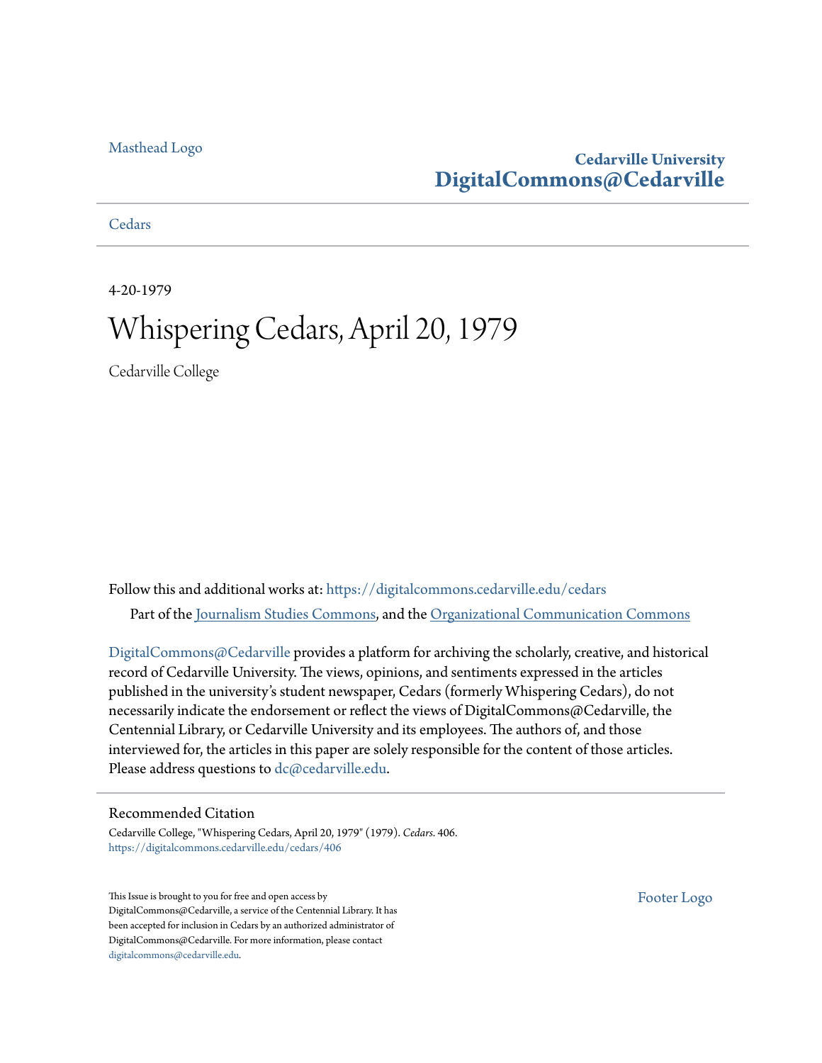Masthead Logo

**Cedarville University**
**DigitalCommons@Cedarville**

Cedars

4-20-1979

# Whispering Cedars, April 20, 1979

Cedarville College

Follow this and additional works at: https://digitalcommons.cedarville.edu/cedars

Part of the Journalism Studies Commons, and the Organizational Communication Commons

DigitalCommons@Cedarville provides a platform for archiving the scholarly, creative, and historical record of Cedarville University. The views, opinions, and sentiments expressed in the articles published in the university's student newspaper, Cedars (formerly Whispering Cedars), do not necessarily indicate the endorsement or reflect the views of DigitalCommons@Cedarville, the Centennial Library, or Cedarville University and its employees. The authors of, and those interviewed for, the articles in this paper are solely responsible for the content of those articles. Please address questions to dc@cedarville.edu.

## Recommended Citation

Cedarville College, "Whispering Cedars, April 20, 1979" (1979). *Cedars*. 406.
https://digitalcommons.cedarville.edu/cedars/406

This Issue is brought to you for free and open access by DigitalCommons@Cedarville, a service of the Centennial Library. It has been accepted for inclusion in Cedars by an authorized administrator of DigitalCommons@Cedarville. For more information, please contact digitalcommons@cedarville.edu.

Footer Logo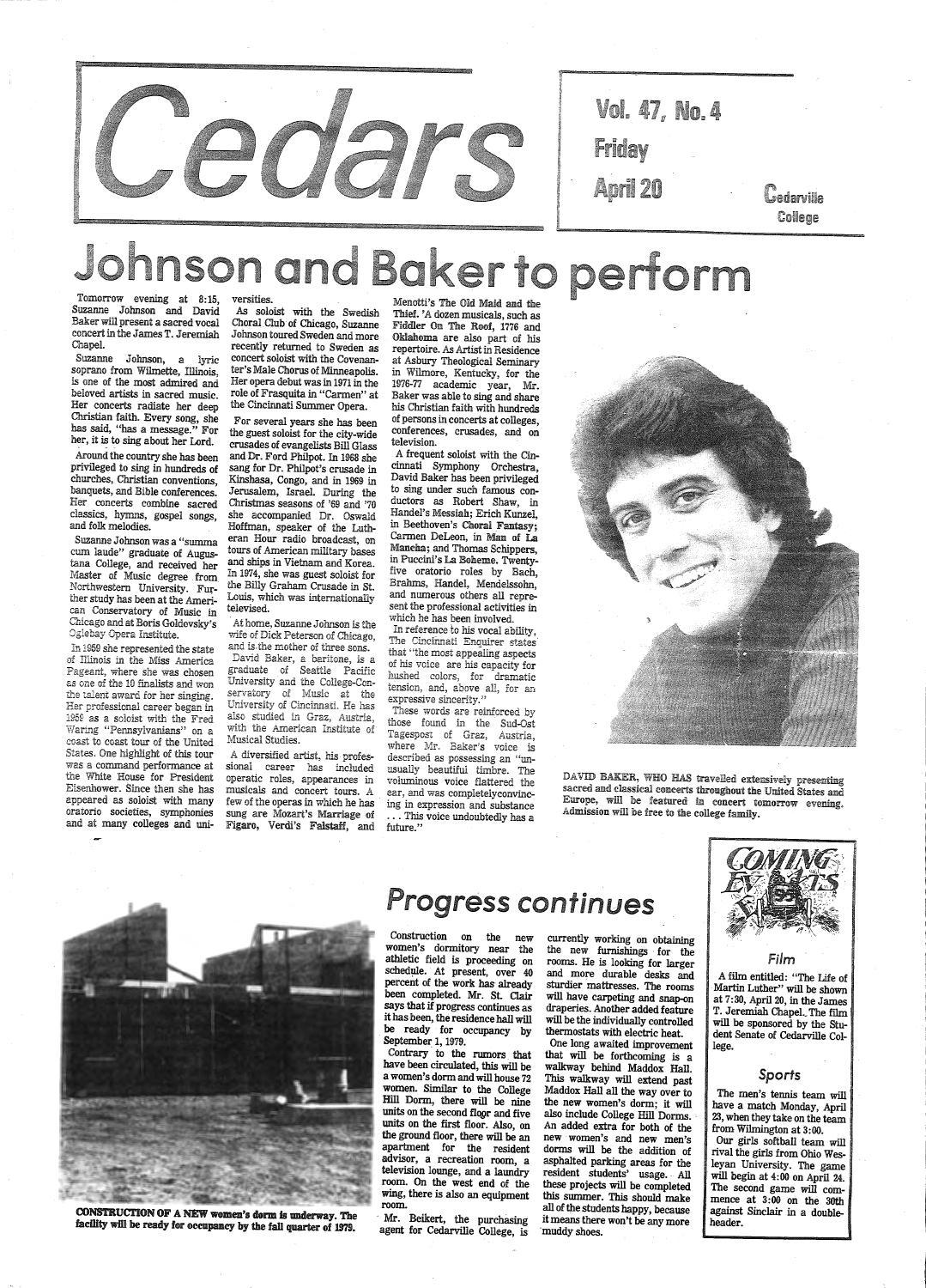# Cedars

Vol. 47, No. 4
Friday
April 20

Cedarville College

# Johnson and Baker to perform

Tomorrow evening at 8:15, Suzanne Johnson and David Baker will present a sacred vocal concert in the James T. Jeremiah Chapel.

Suzanne Johnson, a lyric soprano from Wilmette, Illinois, is one of the most admired and beloved artists in sacred music. Her concerts radiate her deep Christian faith. Every song, she has said, "has a message." For her, it is to sing about her Lord.

Around the country she has been privileged to sing in hundreds of churches, Christian conventions, banquets, and Bible conferences. Her concerts combine sacred classics, hymns, gospel songs, and folk melodies.

Suzanne Johnson was a "summa cum laude" graduate of Augustana College, and received her Master of Music degree from Northwestern University. Further study has been at the American Conservatory of Music in Chicago and at Boris Goldovsky's Oglebay Opera Institute.

In 1959 she represented the state of Illinois in the Miss America Pageant, where she was chosen as one of the 10 finalists and won the talent award for her singing. Her professional career began in 1959 as a soloist with the Fred Waring "Pennsylvanians" on a coast to coast tour of the United States. One highlight of this tour was a command performance at the White House for President Eisenhower. Since then she has appeared as soloist with many oratorio societies, symphonies and at many colleges and universities.

As soloist with the Swedish Choral Club of Chicago, Suzanne Johnson toured Sweden and more recently returned to Sweden as concert soloist with the Covenanter's Male Chorus of Minneapolis. Her opera debut was in 1971 in the role of Frasquita in "Carmen" at the Cincinnati Summer Opera.

For several years she has been the guest soloist for the city-wide crusades of evangelists Bill Glass and Dr. Ford Philpot. In 1968 she sang for Dr. Philpot's crusade in Kinshasa, Congo, and in 1969 in Jerusalem, Israel. During the Christmas seasons of '69 and '70 she accompanied Dr. Oswald Hoffman, speaker of the Lutheran Hour radio broadcast, on tours of American military bases and ships in Vietnam and Korea. In 1974, she was guest soloist for the Billy Graham Crusade in St. Louis, which was internationally televised.

At home, Suzanne Johnson is the wife of Dick Peterson of Chicago, and is the mother of three sons.

David Baker, a baritone, is a graduate of Seattle Pacific University and the College-Conservatory of Music at the University of Cincinnati. He has also studied in Graz, Austria, with the American Institute of Musical Studies.

A diversified artist, his professional career has included operatic roles, appearances in musicals and concert tours. A few of the operas in which he has sung are Mozart's Marriage of Figaro, Verdi's Falstaff, and Menotti's The Old Maid and the Thief. A dozen musicals, such as Fiddler On The Roof, 1776 and Oklahoma are also part of his repertoire. As Artist in Residence at Asbury Theological Seminary in Wilmore, Kentucky, for the 1976-77 academic year, Mr. Baker was able to sing and share his Christian faith with hundreds of persons in concerts at colleges, conferences, crusades, and on television.

A frequent soloist with the Cincinnati Symphony Orchestra, David Baker has been privileged to sing under such famous conductors as Robert Shaw, in Handel's Messiah; Erich Kunzel, in Beethoven's Choral Fantasy; Carmen DeLeon, in Man of La Mancha; and Thomas Schippers, in Puccini's La Boheme. Twenty-five oratorio roles by Bach, Brahms, Handel, Mendelssohn, and numerous others all represent the professional activities in which he has been involved.

In reference to his vocal ability, The Cincinnati Enquirer states that "the most appealing aspects of his voice are his capacity for hushed colors, for dramatic tension, and, above all, for an expressive sincerity."

These words are reinforced by those found in the Sud-Ost Tagespost of Graz, Austria, where Mr. Baker's voice is described as possessing an "unusually beautiful timbre. The voluminous voice flattered the ear, and was completelyconvincing in expression and substance . . . This voice undoubtedly has a future."

**DAVID BAKER, WHO HAS travelled extensively presenting sacred and classical concerts throughout the United States and Europe, will be featured in concert tomorrow evening. Admission will be free to the college family.**

# Progress continues

Construction on the new women's dormitory near the athletic field is proceeding on schedule. At present, over 40 percent of the work has already been completed. Mr. St. Clair says that if progress continues as it has been, the residence hall will be ready for occupancy by September 1, 1979.

Contrary to the rumors that have been circulated, this will be a women's dorm and will house 72 women. Similar to the College Hill Dorm, there will be nine units on the second floor and five units on the first floor. Also, on the ground floor, there will be an apartment for the resident advisor, a recreation room, a television lounge, and a laundry room. On the west end of the wing, there is also an equipment room.

Mr. Beikert, the purchasing agent for Cedarville College, is currently working on obtaining the new furnishings for the rooms. He is looking for larger and more durable desks and sturdier mattresses. The rooms will have carpeting and snap-on draperies. Another added feature will be the individually controlled thermostats with electric heat.

One long awaited improvement that will be forthcoming is a walkway behind Maddox Hall. This walkway will extend past Maddox Hall all the way over to the new women's dorm; it will also include College Hill Dorms. An added extra for both of the new women's and new men's dorms will be the addition of asphalted parking areas for the resident students' usage. All these projects will be completed this summer. This should make all of the students happy, because it means there won't be any more muddy shoes.

**CONSTRUCTION OF A NEW women's dorm is underway. The facility will be ready for occupancy by the fall quarter of 1979.**

## COMING EVENTS

### Film

A film entitled: "The Life of Martin Luther" will be shown at 7:30, April 20, in the James T. Jeremiah Chapel. The film will be sponsored by the Student Senate of Cedarville College.

### Sports

The men's tennis team will have a match Monday, April 23, when they take on the team from Wilmington at 3:00.

Our girls softball team will rival the girls from Ohio Wesleyan University. The game will begin at 4:00 on April 24. The second game will commence at 3:00 on the 30th against Sinclair in a double-header.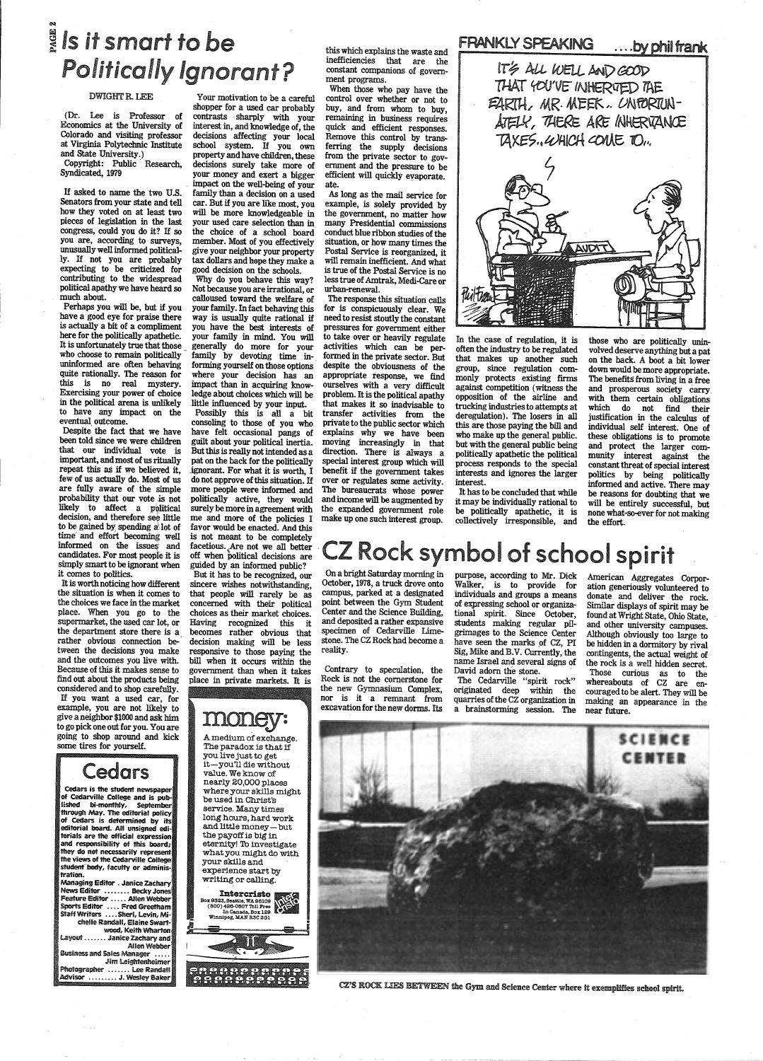# Is it smart to be Politically Ignorant?

DWIGHT R. LEE

(Dr. Lee is Professor of Economics at the University of Colorado and visiting professor at Virginia Polytechnic Institute and State University.)

Copyright: Public Research, Syndicated, 1979

If asked to name the two U.S. Senators from your state and tell how they voted on at least two pieces of legislation in the last congress, could you do it? If so you are, according to surveys, unusually well informed politically. If not you are probably expecting to be criticized for contributing to the widespread political apathy we have heard so much about.

Perhaps you will be, but if you have a good eye for praise there is actually a bit of a compliment here for the politically apathetic. It is unfortunately true that those who choose to remain politically uninformed are often behaving quite rationally. The reason for this is no real mystery. Exercising your power of choice in the political arena is unlikely to have any impact on the eventual outcome.

Despite the fact that we have been told since we were children that our individual vote is important, and most of us ritually repeat this as if we believed it, few of us actually do. Most of us are fully aware of the simple probability that our vote is not likely to affect a political decision, and therefore see little to be gained by spending a lot of time and effort becoming well informed on the issues and candidates. For most people it is simply smart to be ignorant when it comes to politics.

It is worth noticing how different the situation is when it comes to the choices we face in the market place. When you go to the supermarket, the used car lot, or the department store there is a rather obvious connection between the decisions you make and the outcomes you live with. Because of this it makes sense to find out about the products being considered and to shop carefully.

If you want a used car, for example, you are not likely to give a neighbor $1000 and ask him to go pick one out for you. You are going to shop around and kick some tires for yourself.

Your motivation to be a careful shopper for a used car probably contrasts sharply with your interest in, and knowledge of, the decisions affecting your local school system. If you own property and have children, these decisions surely take more of your money and exert a bigger impact on the well-being of your family than a decision on a used car. But if you are like most, you will be more knowledgeable in your used care selection than in the choice of a school board member. Most of you effectively give your neighbor your property tax dollars and hope they make a good decision on the schools.

Why do you behave this way? Not because you are irrational, or calloused toward the welfare of your family. In fact behaving this way is usually quite rational if you have the best interests of your family in mind. You will generally do more for your family by devoting time informing yourself on those options where your decision has an impact than in acquiring knowledge about choices which will be little influenced by your input.

Possibly this is all a bit consoling to those of you who have felt occasional pangs of guilt about your political inertia. But this is really not intended as a pat on the back for the politically ignorant. For what it is worth, I do not approve of this situation. If more people were informed and politically active, they would surely be more in agreement with me and more of the policies I favor would be enacted. And this is not meant to be completely facetious. Are not we all better off when political decisions are guided by an informed public?

But it has to be recognized, our sincere wishes notwithstanding, that people will rarely be as concerned with their political choices as their market choices. Having recognized this it becomes rather obvious that decision making will be less responsive to those paying the bill when it occurs within the government than when it takes place in private markets. It is this which explains the waste and inefficiencies that are the constant companions of government programs.

When those who pay have the control over whether or not to buy, and from whom to buy, remaining in business requires quick and efficient responses. Remove this control by transferring the supply decisions from the private sector to government and the pressure to be efficient will quickly evaporate.

As long as the mail service for example, is solely provided by the government, no matter how many Presidential commissions conduct blue ribbon studies of the situation, or how many times the Postal Service is reorganized, it will remain inefficient. And what is true of the Postal Service is no less true of Amtrak, Medi-Care or urban-renewal.

The response this situation calls for is conspicuously clear. We need to resist stoutly the constant pressures for government either to take over or heavily regulate activities which can be performed in the private sector. But despite the obviousness of the appropriate response, we find ourselves with a very difficult problem. It is the political apathy that makes it so inadvisable to transfer activities from the private to the public sector which explains why we have been moving increasingly in that direction. There is always a special interest group which will benefit if the government takes over or regulates some activity. The bureaucrats whose power and income will be augmented by the expanded government role make up one such interest group.

In the case of regulation, it is often the industry to be regulated that makes up another such group, since regulation commonly protects existing firms against competition (witness the opposition of the airline and trucking industries to attempts at deregulation). The losers in all this are those paying the bill and who make up the general public. But with the general public being politically apathetic the political process responds to the special interests and ignores the larger interest.

It has to be concluded that while it may be individually rational to be politically apathetic, it is collectively irresponsible, and those who are politically uninvolved deserve anything but a pat on the back. A boot a bit lower down would be more appropriate. The benefits from living in a free and prosperous society carry with them certain obligations which do not find their justification in the calculus of individual self interest. One of these obligations is to promote and protect the larger community interest against the constant threat of special interest politics by being politically informed and active. There may be reasons for doubting that we will be entirely successful, but none what-so-ever for not making the effort.

## FRANKLY SPEAKING ....by phil frank

IT'S ALL WELL AND GOOD THAT YOU'VE INHERITED THE EARTH, MR. MEEK.. UNFORTUNATELY, THERE ARE INHERITANCE TAXES..WHICH COME TO...

## Cedars

Cedars is the student newspaper of Cedarville College and is published bi-monthly, September through May. The editorial policy of Cedars is determined by its editorial board. All unsigned editorials are the official expression and responsibility of this board; they do not necessarily represent the views of the Cedarville College student body, faculty or administration.

Managing Editor . Janice Zachary
News Editor ........ Becky Jones
Feature Editor ..... Allen Webber
Sports Editor .... Fred Greetham
Staff Writers .... Sheri, Levin, Michelle Randall, Elaine Swartwood, Keith Wharton
Layout ....... Janice Zachary and Allen Webber
Business and Sales Manager ..... Jim Leightenheimer
Photographer ....... Lee Randall
Advisor ......... J. Wesley Baker

## money:

A medium of exchange. The paradox is that if you live just to get it—you'll die without value. We know of nearly 20,000 places where your skills might be used in Christ's service. Many times long hours, hard work and little money—but the payoff is big in eternity! To investigate what you might do with your skills and experience start by writing or calling.

**Intercristo**
Box 9323, Seattle, WA 98109
(800) 426-0507 Toll Free
In Canada, Box 129
Winnipeg, MAN R3C 2G1

# CZ Rock symbol of school spirit

On a bright Saturday morning in October, 1978, a truck drove onto campus, parked at a designated point between the Gym Student Center and the Science Building, and deposited a rather expansive specimen of Cedarville Limestone. The CZ Rock had become a reality.

Contrary to speculation, the Rock is not the cornerstone for the new Gymnasium Complex, nor is it a remnant from excavation for the new dorms. Its purpose, according to Mr. Dick Walker, is to provide for individuals and groups a means of expressing school or organizational spirit. Since October, students making regular pilgrimages to the Science Center have seen the marks of CZ, PI Sig, Mike and B.V. Currently, the name Israel and several signs of David adorn the stone.

The Cedarville "spirit rock" originated deep within the quarries of the CZ organization in a brainstorming session. The American Aggregates Corporation generiously volunteered to donate and deliver the rock. Similar displays of spirit may be found at Wright State, Ohio State, and other university campuses. Although obviously too large to be hidden in a dormitory by rival contingents, the actual weight of the rock is a well hidden secret.

Those curious as to the whereabouts of CZ are encouraged to be alert. They will be making an appearance in the near future.

CZ'S ROCK LIES BETWEEN the Gym and Science Center where it exemplifies school spirit.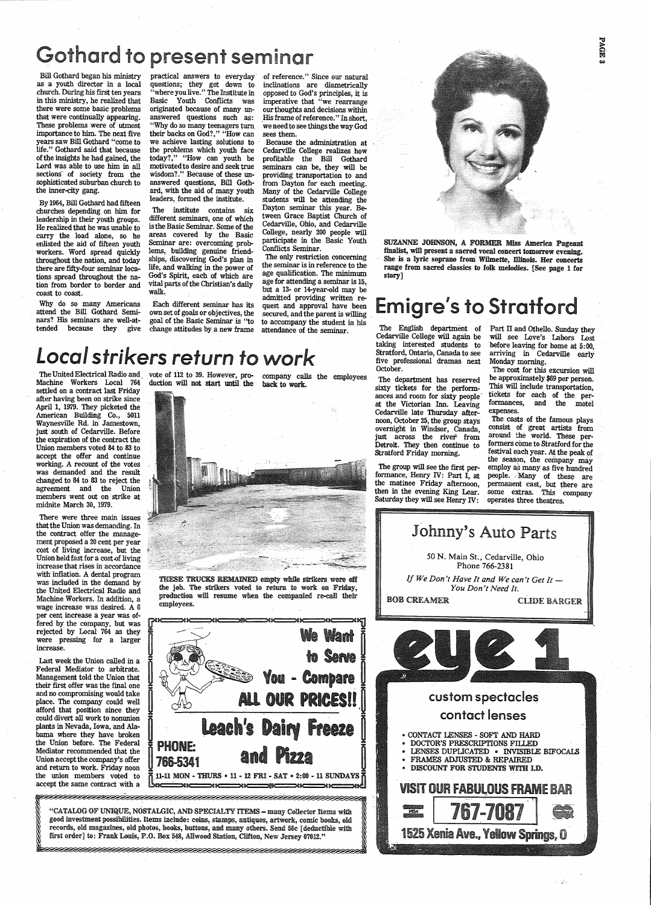# Gothard to present seminar

Bill Gothard began his ministry as a youth director in a local church. During his first ten years in this ministry, he realized that there were some basic problems that were continually appearing. These problems were of utmost importance to him. The next five years saw Bill Gothard "come to life." Gothard said that because of the insights he had gained, the Lord was able to use him in all sections of society from the sophisticated suburban church to the inner-city gang.

By 1964, Bill Gothard had fifteen churches depending on him for leadership in their youth groups. He realized that he was unable to carry the load alone, so he enlisted the aid of fifteen youth workers. Word spread quickly throughout the nation, and today there are fifty-four seminar locations spread throughout the nation from border to border and coast to coast.

Why do so many Americans attend the Bill Gothard Seminars? His seminars are well-attended because they give practical answers to everyday questions; they get down to "where you live." The Institute in Basic Youth Conflicts was originated because of many unanswered questions such as: "Why do so many teenagers turn their backs on God?," "How can we achieve lasting solutions to the problems which youth face today?," "How can youth be motivated to desire and seek true wisdom?." Because of these unanswered questions, Bill Gothard, with the aid of many youth leaders, formed the institute.

The institute contains six different seminars, one of which is the Basic Seminar. Some of the areas covered by the Basic Seminar are: overcoming problems, building genuine friendships, discovering God's plan in life, and walking in the power of God's Spirit, each of which are vital parts of the Christian's daily walk.

Each different seminar has its own set of goals or objectives, the goal of the Basic Seminar is "to change attitudes by a new frame of reference." Since our natural inclinations are diametrically opposed to God's principles, it is imperative that "we rearrange our thoughts and decisions within His frame of reference." In short, we need to see things the way God sees them.

Because the administration at Cedarville College realizes how profitable the Bill Gothard seminars can be, they will be providing transportation to and from Dayton for each meeting. Many of the Cedarville College students will be attending the Dayton seminar this year. Between Grace Baptist Church of Cedarville, Ohio, and Cedarville College, nearly 200 people will participate in the Basic Youth Conflicts Seminar.

The only restriction concerning the seminar is in reference to the age qualification. The minimum age for attending a seminar is 15, but a 13- or 14-year-old may be admitted providing written request and approval have been secured, and the parent is willing to accompany the student in his attendance of the seminar.

**SUZANNE JOHNSON, A FORMER Miss America Pageant finalist, will present a sacred vocal concert tomorrow evening. She is a lyric soprano from Wilmette, Illinois. Her concerts range from sacred classics to folk melodies. [See page 1 for story]**

# *Local strikers return to work*

The United Electrical Radio and Machine Workers Local 764 settled on a contract last Friday after having been on strike since April 1, 1979. They picketed the American Building Co., 5011 Waynesville Rd. in Jamestown, just south of Cedarville. Before the expiration of the contract the Union members voted 84 to 83 to accept the offer and continue working. A recount of the votes was demanded and the result changed to 84 to 83 to reject the agreement and the Union members went out on strike at midnite March 30, 1979.

There were three main issues that the Union was demanding. In the contract offer the management proposed a 20 cent per year cost of living increase, but the Union held fast for a cost of living increase that rises in accordance with inflation. A dental program was included in the demand by the United Electrical Radio and Machine Workers. In addition, a wage increase was desired. A 6 per cent increase a year was offered by the company, but was rejected by Local 764 as they were pressing for a larger increase.

Last week the Union called in a Federal Mediator to arbitrate. Management told the Union that their first offer was the final one and no compromising would take place. The company could well afford that position since they could divert all work to nonunion plants in Nevada, Iowa, and Alabama where they have broken the Union before. The Federal Mediator recommended that the Union accept the company's offer and return to work. Friday noon the union members voted to accept the same contract with a vote of 112 to 39. However, production will not start until the company calls the employees back to work.

**THESE TRUCKS REMAINED empty while strikers were off the job. The strikers voted to return to work on Friday, production will resume when the companied re-call their employees.**

We Want to Serve You - Compare ALL OUR PRICES!!

Leach's Dairy Freeze and Pizza

PHONE: 766-5341

11-11 MON - THURS • 11 - 12 FRI - SAT • 2:00 - 11 SUNDAYS

"CATALOG OF UNIQUE, NOSTALGIC, AND SPECIALTY ITEMS – many Collector Items with good investment possibilities. Items include: coins, stamps, antiques, artwork, comic books, old records, old magazines, old photos, books, buttons, and many others. Send 50c [deductible with first order] to: Frank Louis, P.O. Box 548, Allwood Station, Clifton, New Jersey 07012."

# Emigre's to Stratford

The English department of Cedarville College will again be taking interested students to Stratford, Ontario, Canada to see five professional dramas next October.

The department has reserved sixty tickets for the performances and room for sixty people at the Victorian Inn. Leaving Cedarville late Thursday afternoon, October 25, the group stays overnight in Windsor, Canada, just across the river from Detroit. They then continue to Stratford Friday morning.

The group will see the first performance, Henry IV: Part I, at the matinee Friday afternoon, then in the evening King Lear. Saturday they will see Henry IV: Part II and Othello. Sunday they will see Love's Labors Lost before leaving for home at 5:00, arriving in Cedarville early Monday morning.

The cost for this excursion will be approximately $69 per person. This will include transportation, tickets for each of the performances, and the motel expenses.

The casts of the famous plays consist of great artists from around the world. These performers come to Stratford for the festival each year. At the peak of the season, the company may employ as many as five hundred people. Many of these are permanent cast, but there are some extras. This company operates three theatres.

Johnny's Auto Parts

50 N. Main St., Cedarville, Ohio
Phone 766-2381

*If We Don't Have It and We can't Get It — You Don't Need It.*

BOB CREAMER — CLIDE BARGER

eye 1

custom spectacles
contact lenses

- CONTACT LENSES - SOFT AND HARD
- DOCTOR'S PRESCRIPTIONS FILLED
- LENSES DUPLICATED • INVISIBLE BIFOCALS
- FRAMES ADJUSTED & REPAIRED
- DISCOUNT FOR STUDENTS WITH I.D.

VISIT OUR FABULOUS FRAME BAR

767-7087

1525 Xenia Ave., Yellow Springs, O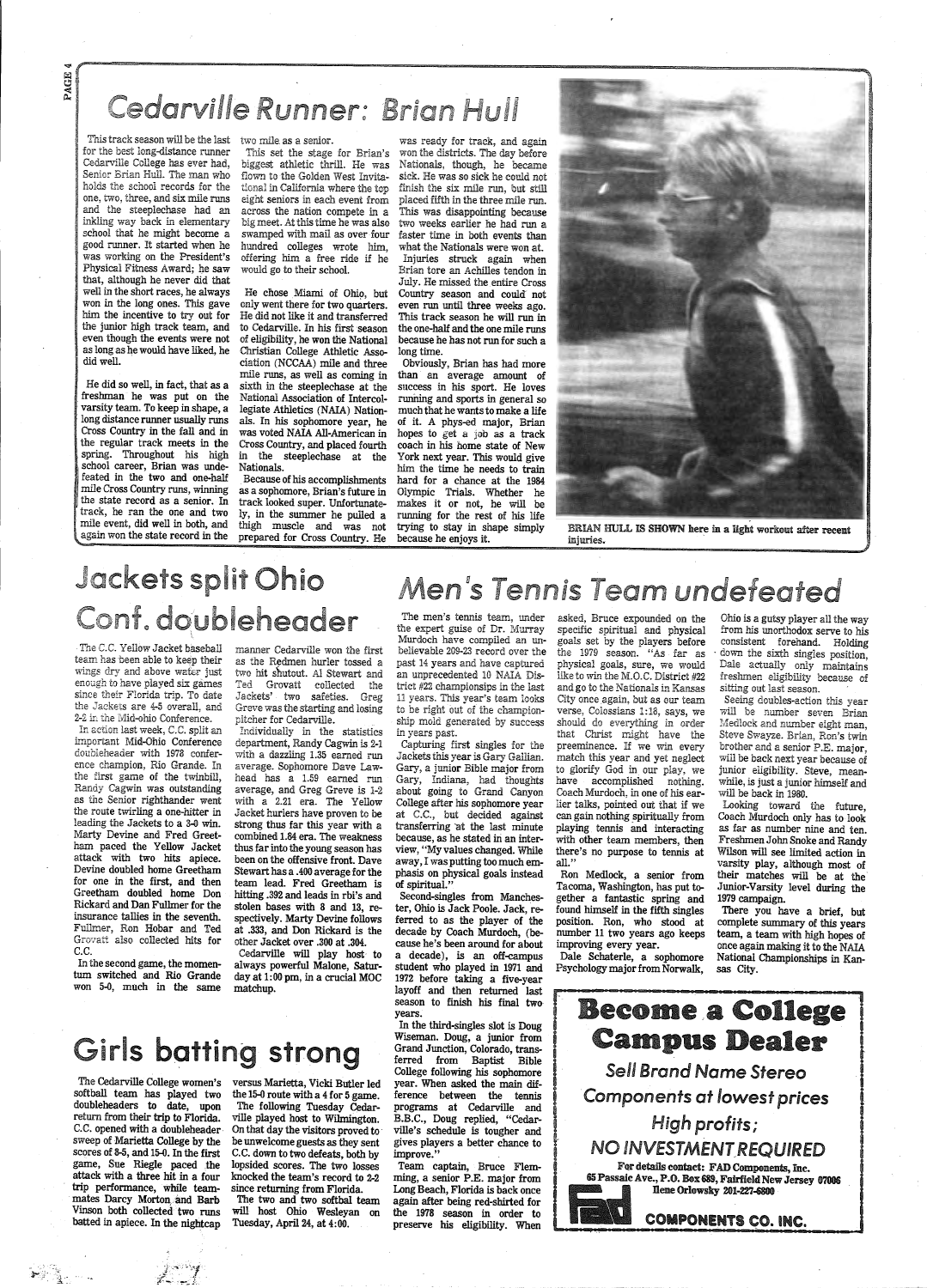# Cedarville Runner: Brian Hull

This track season will be the last for the best long-distance runner Cedarville College has ever had, Senior Brian Hull. The man who holds the school records for the one, two, three, and six mile runs and the steeplechase had an inkling way back in elementary school that he might become a good runner. It started when he was working on the President's Physical Fitness Award; he saw that, although he never did that well in the short races, he always won in the long ones. This gave him the incentive to try out for the junior high track team, and even though the events were not as long as he would have liked, he did well.

He did so well, in fact, that as a freshman he was put on the varsity team. To keep in shape, a long distance runner usually runs Cross Country in the fall and in the regular track meets in the spring. Throughout his high school career, Brian was undefeated in the two and one-half mile Cross Country runs, winning the state record as a senior. In track, he ran the one and two mile event, did well in both, and again won the state record in the two mile as a senior.

This set the stage for Brian's biggest athletic thrill. He was flown to the Golden West Invitational in California where the top eight seniors in each event from across the nation compete in a big meet. At this time he was also swamped with mail as over four hundred colleges wrote him, offering him a free ride if he would go to their school.

He chose Miami of Ohio, but only went there for two quarters. He did not like it and transferred to Cedarville. In his first season of eligibility, he won the National Christian College Athletic Association (NCCAA) mile and three mile runs, as well as coming in sixth in the steeplechase at the National Association of Intercollegiate Athletics (NAIA) Nationals. In his sophomore year, he was voted NAIA All-American in Cross Country, and placed fourth in the steeplechase at the Nationals.

Because of his accomplishments as a sophomore, Brian's future in track looked super. Unfortunately, in the summer he pulled a thigh muscle and was not prepared for Cross Country. He was ready for track, and again won the districts. The day before Nationals, though, he became sick. He was so sick he could not finish the six mile run, but still placed fifth in the three mile run. This was disappointing because two weeks earlier he had run a faster time in both events than what the Nationals were won at.

Injuries struck again when Brian tore an Achilles tendon in July. He missed the entire Cross Country season and could not even run until three weeks ago. This track season he will run in the one-half and the one mile runs because he has not run for such a long time.

Obviously, Brian has had more than an average amount of success in his sport. He loves running and sports in general so much that he wants to make a life of it. A phys-ed major, Brian hopes to get a job as a track coach in his home state of New York next year. This would give him the time he needs to train hard for a chance at the 1984 Olympic Trials. Whether he makes it or not, he will be running for the rest of his life trying to stay in shape simply because he enjoys it.

**BRIAN HULL IS SHOWN here in a light workout after recent injuries.**

# Jackets split Ohio Conf. doubleheader

The C.C. Yellow Jacket baseball team has been able to keep their wings dry and above water just enough to have played six games since their Florida trip. To date the Jackets are 4-5 overall, and 2-2 in the Mid-ohio Conference.

In action last week, C.C. split an important Mid-Ohio Conference doubleheader with 1978 conference champion, Rio Grande. In the first game of the twinbill, Randy Cagwin was outstanding as the Senior righthander went the route twirling a one-hitter in leading the Jackets to a 3-0 win. Marty Devine and Fred Greetham paced the Yellow Jacket attack with two hits apiece. Devine doubled home Greetham for one in the first, and then Greetham doubled home Don Rickard and Dan Fullmer for the insurance tallies in the seventh. Fullmer, Ron Hobar and Ted Grovatt also collected hits for C.C.

In the second game, the momentum switched and Rio Grande won 5-0, much in the same manner Cedarville won the first as the Redmen hurler tossed a two hit shutout. Al Stewart and Ted Grovatt collected the Jackets' two safeties. Greg Greve was the starting and losing pitcher for Cedarville.

Individually in the statistics department, Randy Cagwin is 2-1 with a dazzling 1.35 earned run average. Sophomore Dave Lawhead has a 1.59 earned run average, and Greg Greve is 1-2 with a 2.21 era. The Yellow Jacket hurlers have proven to be strong thus far this year with a combined 1.84 era. The weakness thus far into the young season has been on the offensive front. Dave Stewart has a .400 average for the team lead. Fred Greetham is hitting .392 and leads in rbi's and stolen bases with 8 and 13, respectively. Marty Devine follows at .333, and Don Rickard is the other Jacket over .300 at .304.

Cedarville will play host to always powerful Malone, Saturday at 1:00 pm, in a crucial MOC matchup.

# Girls batting strong

The Cedarville College women's softball team has played two doubleheaders to date, upon return from their trip to Florida. C.C. opened with a doubleheader sweep of Marietta College by the scores of 8-5, and 15-0. In the first game, Sue Riegle paced the attack with a three hit in a four trip performance, while teammates Darcy Morton and Barb Vinson both collected two runs batted in apiece. In the nightcap versus Marietta, Vicki Butler led the 15-0 route with a 4 for 5 game.

The following Tuesday Cedarville played host to Wilmington. On that day the visitors proved to be unwelcome guests as they sent C.C. down to two defeats, both by lopsided scores. The two losses knocked the team's record to 2-2 since returning from Florida.

The two and two softbal team will host Ohio Wesleyan on Tuesday, April 24, at 4:00.

# Men's Tennis Team undefeated

The men's tennis team, under the expert guise of Dr. Murray Murdoch have compiled an unbelievable 209-23 record over the past 14 years and have captured an unprecedented 10 NAIA District #22 championships in the last 11 years. This year's team looks to be right out of the championship mold generated by success in years past.

Capturing first singles for the Jackets this year is Gary Gallian. Gary, a junior Bible major from Gary, Indiana, had thoughts about going to Grand Canyon College after his sophomore year at C.C., but decided against transferring at the last minute because, as he stated in an interview, "My values changed. While away, I was putting too much emphasis on physical goals instead of spiritual."

Second-singles from Manchester, Ohio is Jack Poole. Jack, referred to as the player of the decade by Coach Murdoch, (because he's been around for about a decade), is an off-campus student who played in 1971 and 1972 before taking a five-year layoff and then returned last season to finish his final two years.

In the third-singles slot is Doug Wiseman. Doug, a junior from Grand Junction, Colorado, transferred from Baptist Bible College following his sophomore year. When asked the main difference between the tennis programs at Cedarville and B.B.C., Doug replied, "Cedarville's schedule is tougher and gives players a better chance to improve."

Team captain, Bruce Flemming, a senior P.E. major from Long Beach, Florida is back once again after being red-shirted for the 1978 season in order to preserve his eligibility. When asked, Bruce expounded on the specific spiritual and physical goals set by the players before the 1979 season. "As far as physical goals, sure, we would like to win the M.O.C. District #22 and go to the Nationals in Kansas City once again, but as our team verse, Colossians 1:18, says, we should do everything in order that Christ might have the preeminence. If we win every match this year and yet neglect to glorify God in our play, we have accomplished nothing. Coach Murdoch, in one of his earlier talks, pointed out that if we can gain nothing spiritually from playing tennis and interacting with other team members, then there's no purpose to tennis at all."

Ron Medlock, a senior from Tacoma, Washington, has put together a fantastic spring and found himself in the fifth singles position. Ron, who stood at number 11 two years ago keeps improving every year.

Dale Schaterle, a sophomore Psychology major from Norwalk, Ohio is a gutsy player all the way from his unorthodox serve to his consistent forehand. Holding down the sixth singles position, Dale actually only maintains freshmen eligibility because of sitting out last season.

Seeing doubles-action this year will be number seven Brian Medlock and number eight man, Steve Swayze. Brian, Ron's twin brother and a senior P.E. major, will be back next year because of junior eligibility. Steve, meanwhile, is just a junior himself and will be back in 1980.

Looking toward the future, Coach Murdoch only has to look as far as number nine and ten. Freshmen John Snoke and Randy Wilson will see limited action in varsity play, although most of their matches will be at the Junior-Varsity level during the 1979 campaign.

There you have a brief, but complete summary of this years team, a team with high hopes of once again making it to the NAIA National Championships in Kansas City.

---

**Become a College Campus Dealer**

*Sell Brand Name Stereo Components at lowest prices*

*High profits;*

*NO INVESTMENT REQUIRED*

**For details contact: FAD Components, Inc.**
**65 Passaic Ave., P.O. Box 689, Fairfield New Jersey 07006**
**Ilene Orlowsky 201-227-6800**

**FAD COMPONENTS CO. INC.**